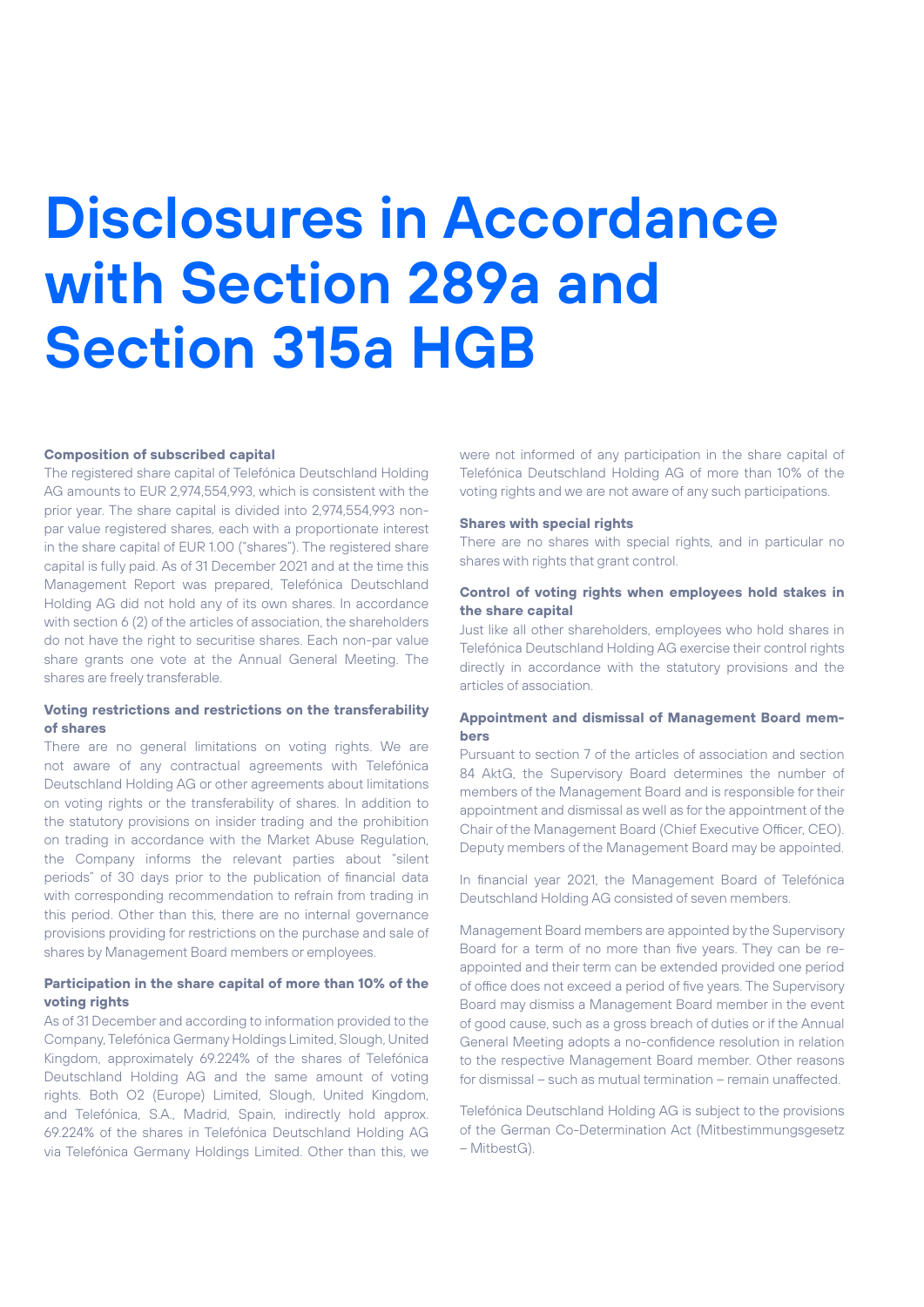# Disclosures in Accordance with Section 289a and Section 315a HGB

**Composition of subscribed capital**

The registered share capital of Telefónica Deutschland Holding AG amounts to EUR 2,974,554,993, which is consistent with the prior year. The share capital is divided into 2,974,554,993 non-par value registered shares, each with a proportionate interest in the share capital of EUR 1.00 ("shares"). The registered share capital is fully paid. As of 31 December 2021 and at the time this Management Report was prepared, Telefónica Deutschland Holding AG did not hold any of its own shares. In accordance with section 6 (2) of the articles of association, the shareholders do not have the right to securitise shares. Each non-par value share grants one vote at the Annual General Meeting. The shares are freely transferable.

**Voting restrictions and restrictions on the transferability of shares**

There are no general limitations on voting rights. We are not aware of any contractual agreements with Telefónica Deutschland Holding AG or other agreements about limitations on voting rights or the transferability of shares. In addition to the statutory provisions on insider trading and the prohibition on trading in accordance with the Market Abuse Regulation, the Company informs the relevant parties about "silent periods" of 30 days prior to the publication of financial data with corresponding recommendation to refrain from trading in this period. Other than this, there are no internal governance provisions providing for restrictions on the purchase and sale of shares by Management Board members or employees.

**Participation in the share capital of more than 10% of the voting rights**

As of 31 December and according to information provided to the Company, Telefónica Germany Holdings Limited, Slough, United Kingdom, approximately 69.224% of the shares of Telefónica Deutschland Holding AG and the same amount of voting rights. Both O2 (Europe) Limited, Slough, United Kingdom, and Telefónica, S.A., Madrid, Spain, indirectly hold approx. 69.224% of the shares in Telefónica Deutschland Holding AG via Telefónica Germany Holdings Limited. Other than this, we were not informed of any participation in the share capital of Telefónica Deutschland Holding AG of more than 10% of the voting rights and we are not aware of any such participations.

**Shares with special rights**

There are no shares with special rights, and in particular no shares with rights that grant control.

**Control of voting rights when employees hold stakes in the share capital**

Just like all other shareholders, employees who hold shares in Telefónica Deutschland Holding AG exercise their control rights directly in accordance with the statutory provisions and the articles of association.

**Appointment and dismissal of Management Board members**

Pursuant to section 7 of the articles of association and section 84 AktG, the Supervisory Board determines the number of members of the Management Board and is responsible for their appointment and dismissal as well as for the appointment of the Chair of the Management Board (Chief Executive Officer, CEO). Deputy members of the Management Board may be appointed.

In financial year 2021, the Management Board of Telefónica Deutschland Holding AG consisted of seven members.

Management Board members are appointed by the Supervisory Board for a term of no more than five years. They can be re-appointed and their term can be extended provided one period of office does not exceed a period of five years. The Supervisory Board may dismiss a Management Board member in the event of good cause, such as a gross breach of duties or if the Annual General Meeting adopts a no-confidence resolution in relation to the respective Management Board member. Other reasons for dismissal – such as mutual termination – remain unaffected.

Telefónica Deutschland Holding AG is subject to the provisions of the German Co-Determination Act (Mitbestimmungsgesetz – MitbestG).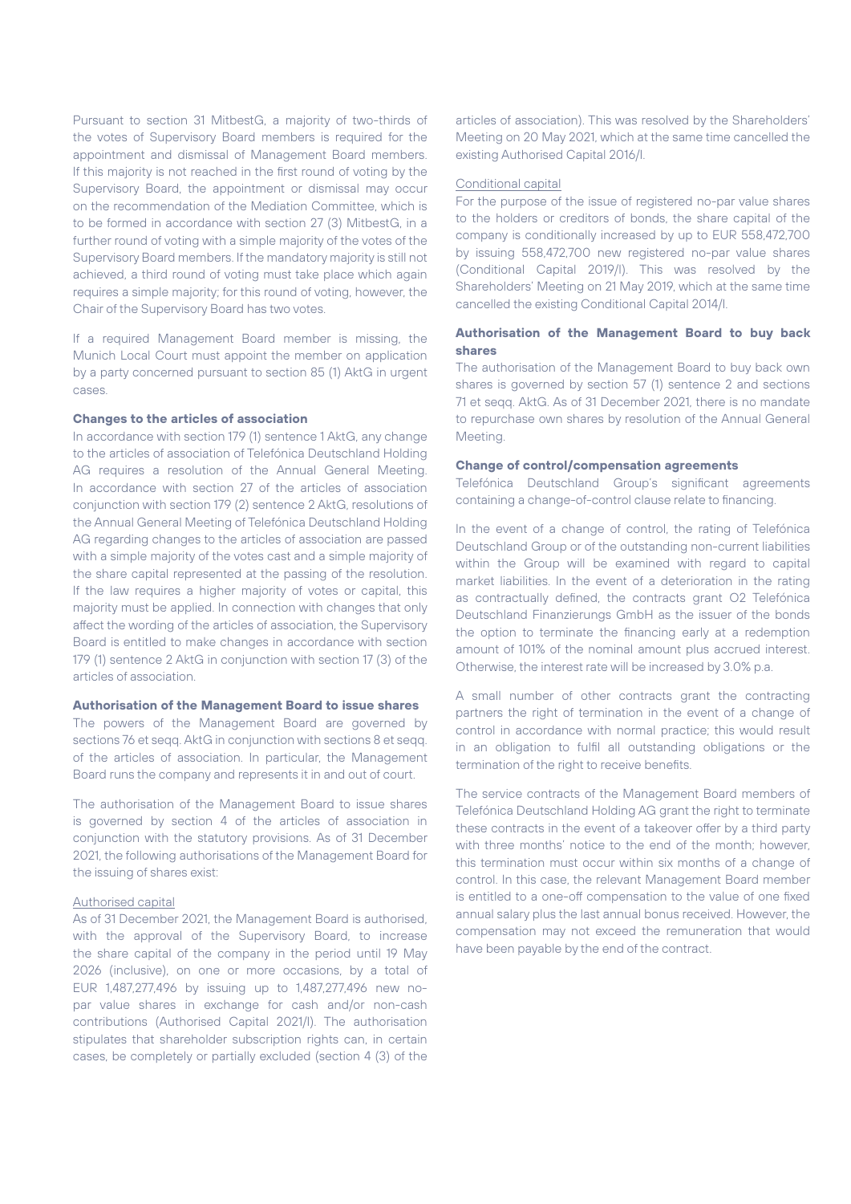Pursuant to section 31 MitbestG, a majority of two-thirds of the votes of Supervisory Board members is required for the appointment and dismissal of Management Board members. If this majority is not reached in the first round of voting by the Supervisory Board, the appointment or dismissal may occur on the recommendation of the Mediation Committee, which is to be formed in accordance with section 27 (3) MitbestG, in a further round of voting with a simple majority of the votes of the Supervisory Board members. If the mandatory majority is still not achieved, a third round of voting must take place which again requires a simple majority; for this round of voting, however, the Chair of the Supervisory Board has two votes.

If a required Management Board member is missing, the Munich Local Court must appoint the member on application by a party concerned pursuant to section 85 (1) AktG in urgent cases.

**Changes to the articles of association**

In accordance with section 179 (1) sentence 1 AktG, any change to the articles of association of Telefónica Deutschland Holding AG requires a resolution of the Annual General Meeting. In accordance with section 27 of the articles of association conjunction with section 179 (2) sentence 2 AktG, resolutions of the Annual General Meeting of Telefónica Deutschland Holding AG regarding changes to the articles of association are passed with a simple majority of the votes cast and a simple majority of the share capital represented at the passing of the resolution. If the law requires a higher majority of votes or capital, this majority must be applied. In connection with changes that only affect the wording of the articles of association, the Supervisory Board is entitled to make changes in accordance with section 179 (1) sentence 2 AktG in conjunction with section 17 (3) of the articles of association.

**Authorisation of the Management Board to issue shares**

The powers of the Management Board are governed by sections 76 et seqq. AktG in conjunction with sections 8 et seqq. of the articles of association. In particular, the Management Board runs the company and represents it in and out of court.

The authorisation of the Management Board to issue shares is governed by section 4 of the articles of association in conjunction with the statutory provisions. As of 31 December 2021, the following authorisations of the Management Board for the issuing of shares exist:

Authorised capital

As of 31 December 2021, the Management Board is authorised, with the approval of the Supervisory Board, to increase the share capital of the company in the period until 19 May 2026 (inclusive), on one or more occasions, by a total of EUR 1,487,277,496 by issuing up to 1,487,277,496 new no-par value shares in exchange for cash and/or non-cash contributions (Authorised Capital 2021/I). The authorisation stipulates that shareholder subscription rights can, in certain cases, be completely or partially excluded (section 4 (3) of the articles of association). This was resolved by the Shareholders' Meeting on 20 May 2021, which at the same time cancelled the existing Authorised Capital 2016/I.

Conditional capital

For the purpose of the issue of registered no-par value shares to the holders or creditors of bonds, the share capital of the company is conditionally increased by up to EUR 558,472,700 by issuing 558,472,700 new registered no-par value shares (Conditional Capital 2019/I). This was resolved by the Shareholders' Meeting on 21 May 2019, which at the same time cancelled the existing Conditional Capital 2014/I.

**Authorisation of the Management Board to buy back shares**

The authorisation of the Management Board to buy back own shares is governed by section 57 (1) sentence 2 and sections 71 et seqq. AktG. As of 31 December 2021, there is no mandate to repurchase own shares by resolution of the Annual General Meeting.

**Change of control/compensation agreements**

Telefónica Deutschland Group's significant agreements containing a change-of-control clause relate to financing.

In the event of a change of control, the rating of Telefónica Deutschland Group or of the outstanding non-current liabilities within the Group will be examined with regard to capital market liabilities. In the event of a deterioration in the rating as contractually defined, the contracts grant O2 Telefónica Deutschland Finanzierungs GmbH as the issuer of the bonds the option to terminate the financing early at a redemption amount of 101% of the nominal amount plus accrued interest. Otherwise, the interest rate will be increased by 3.0% p.a.

A small number of other contracts grant the contracting partners the right of termination in the event of a change of control in accordance with normal practice; this would result in an obligation to fulfil all outstanding obligations or the termination of the right to receive benefits.

The service contracts of the Management Board members of Telefónica Deutschland Holding AG grant the right to terminate these contracts in the event of a takeover offer by a third party with three months' notice to the end of the month; however, this termination must occur within six months of a change of control. In this case, the relevant Management Board member is entitled to a one-off compensation to the value of one fixed annual salary plus the last annual bonus received. However, the compensation may not exceed the remuneration that would have been payable by the end of the contract.